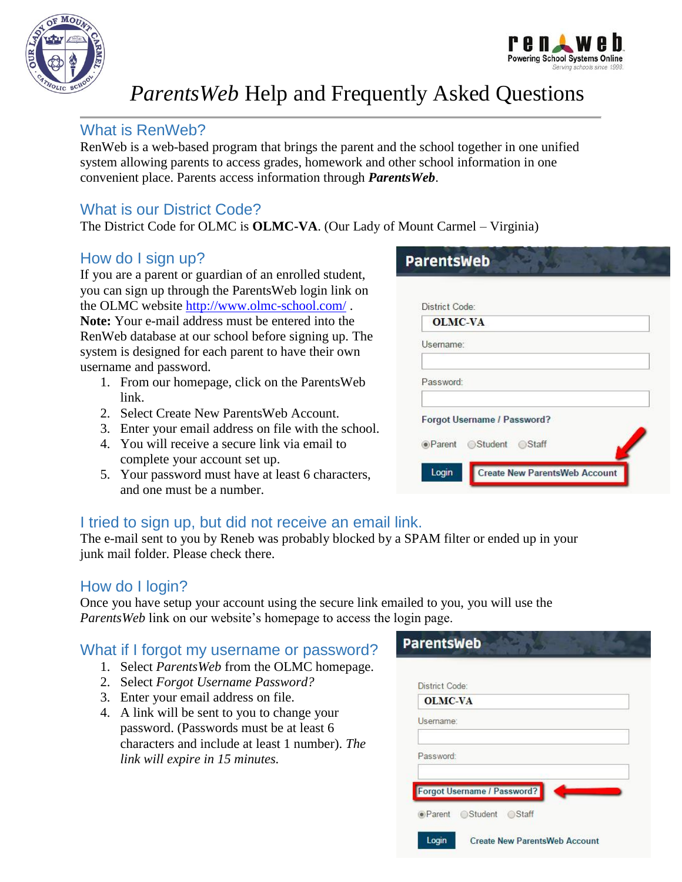# *ParentsWeb* Help and Frequently Asked Questions

## What is RenWeb?

RenWeb is a web-based program that brings the parent and the school together in one unified system allowing parents to access grades, homework and other school information in one convenient place. Parents access information through ***ParentsWeb***.

## What is our District Code?

The District Code for OLMC is **OLMC-VA**. (Our Lady of Mount Carmel – Virginia)

## How do I sign up?

If you are a parent or guardian of an enrolled student, you can sign up through the ParentsWeb login link on the OLMC website http://www.olmc-school.com/ .
**Note:** Your e-mail address must be entered into the RenWeb database at our school before signing up. The system is designed for each parent to have their own username and password.

1. From our homepage, click on the ParentsWeb link.
2. Select Create New ParentsWeb Account.
3. Enter your email address on file with the school.
4. You will receive a secure link via email to complete your account set up.
5. Your password must have at least 6 characters, and one must be a number.

## I tried to sign up, but did not receive an email link.

The e-mail sent to you by Reneb was probably blocked by a SPAM filter or ended up in your junk mail folder. Please check there.

## How do I login?

Once you have setup your account using the secure link emailed to you, you will use the *ParentsWeb* link on our website's homepage to access the login page.

## What if I forgot my username or password?

1. Select *ParentsWeb* from the OLMC homepage.
2. Select *Forgot Username Password?*
3. Enter your email address on file.
4. A link will be sent to you to change your password. (Passwords must be at least 6 characters and include at least 1 number). *The link will expire in 15 minutes.*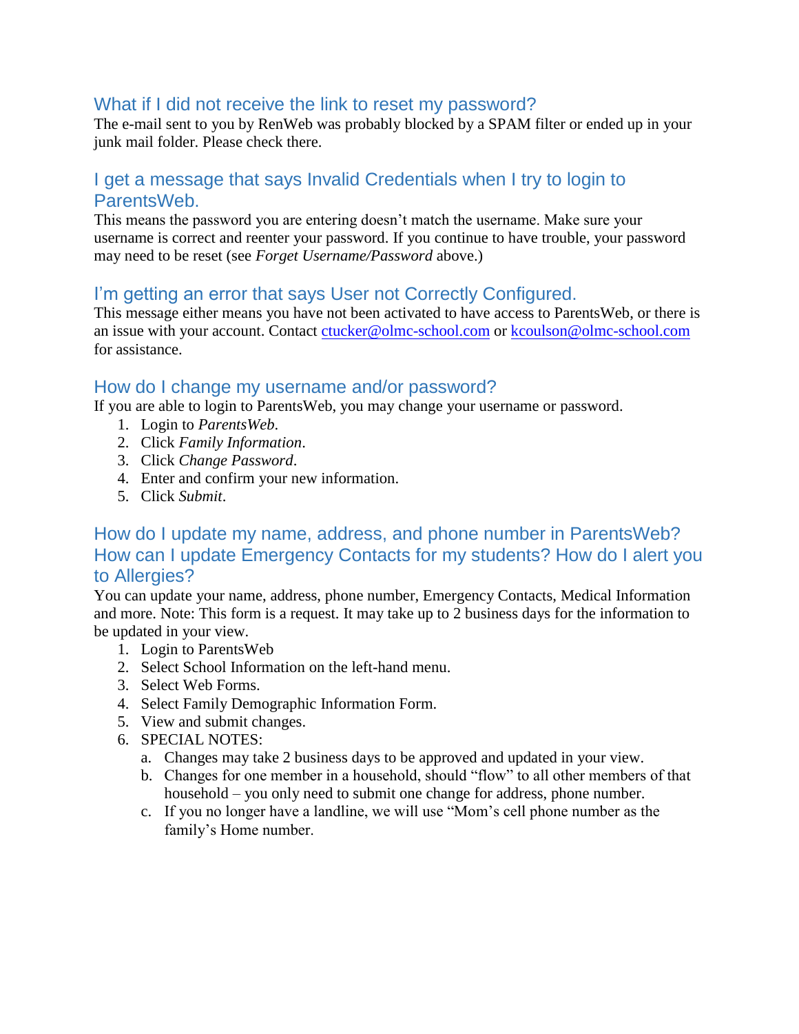## What if I did not receive the link to reset my password?

The e-mail sent to you by RenWeb was probably blocked by a SPAM filter or ended up in your junk mail folder. Please check there.

## I get a message that says Invalid Credentials when I try to login to ParentsWeb.

This means the password you are entering doesn't match the username. Make sure your username is correct and reenter your password. If you continue to have trouble, your password may need to be reset (see *Forget Username/Password* above.)

## I'm getting an error that says User not Correctly Configured.

This message either means you have not been activated to have access to ParentsWeb, or there is an issue with your account. Contact ctucker@olmc-school.com or kcoulson@olmc-school.com for assistance.

## How do I change my username and/or password?

If you are able to login to ParentsWeb, you may change your username or password.

1. Login to *ParentsWeb*.
2. Click *Family Information*.
3. Click *Change Password*.
4. Enter and confirm your new information.
5. Click *Submit*.

## How do I update my name, address, and phone number in ParentsWeb? How can I update Emergency Contacts for my students? How do I alert you to Allergies?

You can update your name, address, phone number, Emergency Contacts, Medical Information and more. Note: This form is a request. It may take up to 2 business days for the information to be updated in your view.

1. Login to ParentsWeb
2. Select School Information on the left-hand menu.
3. Select Web Forms.
4. Select Family Demographic Information Form.
5. View and submit changes.
6. SPECIAL NOTES:
   a. Changes may take 2 business days to be approved and updated in your view.
   b. Changes for one member in a household, should "flow" to all other members of that household – you only need to submit one change for address, phone number.
   c. If you no longer have a landline, we will use "Mom's cell phone number as the family's Home number.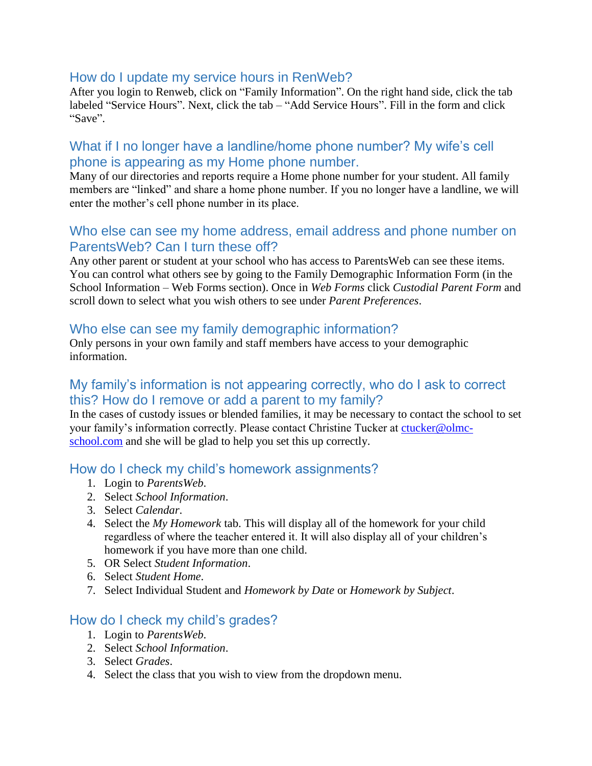## How do I update my service hours in RenWeb?

After you login to Renweb, click on “Family Information”. On the right hand side, click the tab labeled “Service Hours”. Next, click the tab – “Add Service Hours”. Fill in the form and click “Save”.

## What if I no longer have a landline/home phone number? My wife’s cell phone is appearing as my Home phone number.

Many of our directories and reports require a Home phone number for your student. All family members are “linked” and share a home phone number. If you no longer have a landline, we will enter the mother’s cell phone number in its place.

## Who else can see my home address, email address and phone number on ParentsWeb? Can I turn these off?

Any other parent or student at your school who has access to ParentsWeb can see these items. You can control what others see by going to the Family Demographic Information Form (in the School Information – Web Forms section). Once in *Web Forms* click *Custodial Parent Form* and scroll down to select what you wish others to see under *Parent Preferences*.

## Who else can see my family demographic information?

Only persons in your own family and staff members have access to your demographic information.

## My family’s information is not appearing correctly, who do I ask to correct this? How do I remove or add a parent to my family?

In the cases of custody issues or blended families, it may be necessary to contact the school to set your family’s information correctly. Please contact Christine Tucker at [ctucker@olmc-school.com](mailto:ctucker@olmc-school.com) and she will be glad to help you set this up correctly.

## How do I check my child’s homework assignments?

1. Login to *ParentsWeb*.
2. Select *School Information*.
3. Select *Calendar*.
4. Select the *My Homework* tab. This will display all of the homework for your child regardless of where the teacher entered it. It will also display all of your children’s homework if you have more than one child.
5. OR Select *Student Information*.
6. Select *Student Home*.
7. Select Individual Student and *Homework by Date* or *Homework by Subject*.

## How do I check my child’s grades?

1. Login to *ParentsWeb*.
2. Select *School Information*.
3. Select *Grades*.
4. Select the class that you wish to view from the dropdown menu.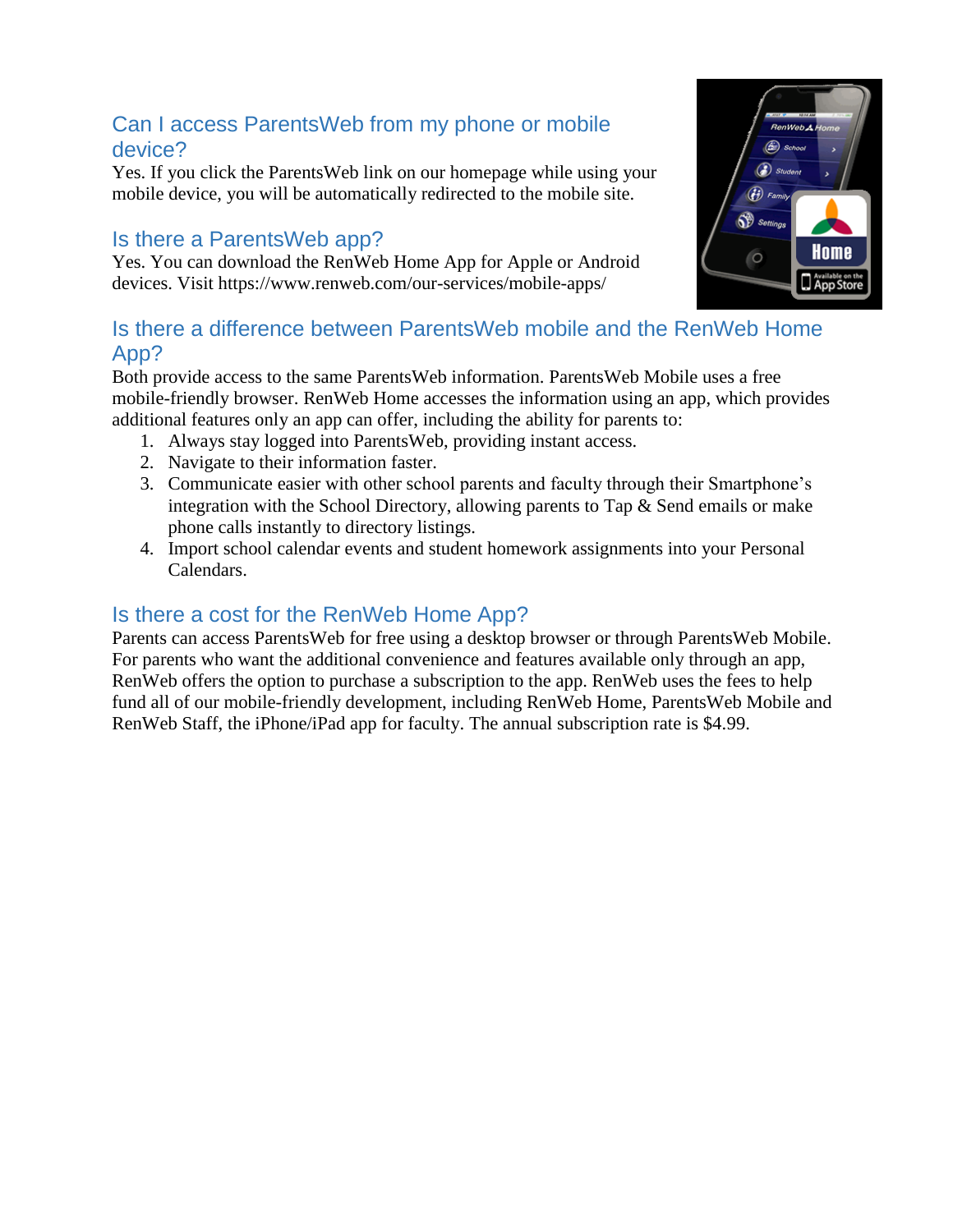## Can I access ParentsWeb from my phone or mobile device?

Yes. If you click the ParentsWeb link on our homepage while using your mobile device, you will be automatically redirected to the mobile site.

## Is there a ParentsWeb app?

Yes. You can download the RenWeb Home App for Apple or Android devices. Visit https://www.renweb.com/our-services/mobile-apps/

## Is there a difference between ParentsWeb mobile and the RenWeb Home App?

Both provide access to the same ParentsWeb information. ParentsWeb Mobile uses a free mobile-friendly browser. RenWeb Home accesses the information using an app, which provides additional features only an app can offer, including the ability for parents to:

1. Always stay logged into ParentsWeb, providing instant access.
2. Navigate to their information faster.
3. Communicate easier with other school parents and faculty through their Smartphone's integration with the School Directory, allowing parents to Tap & Send emails or make phone calls instantly to directory listings.
4. Import school calendar events and student homework assignments into your Personal Calendars.

## Is there a cost for the RenWeb Home App?

Parents can access ParentsWeb for free using a desktop browser or through ParentsWeb Mobile. For parents who want the additional convenience and features available only through an app, RenWeb offers the option to purchase a subscription to the app. RenWeb uses the fees to help fund all of our mobile-friendly development, including RenWeb Home, ParentsWeb Mobile and RenWeb Staff, the iPhone/iPad app for faculty. The annual subscription rate is $4.99.